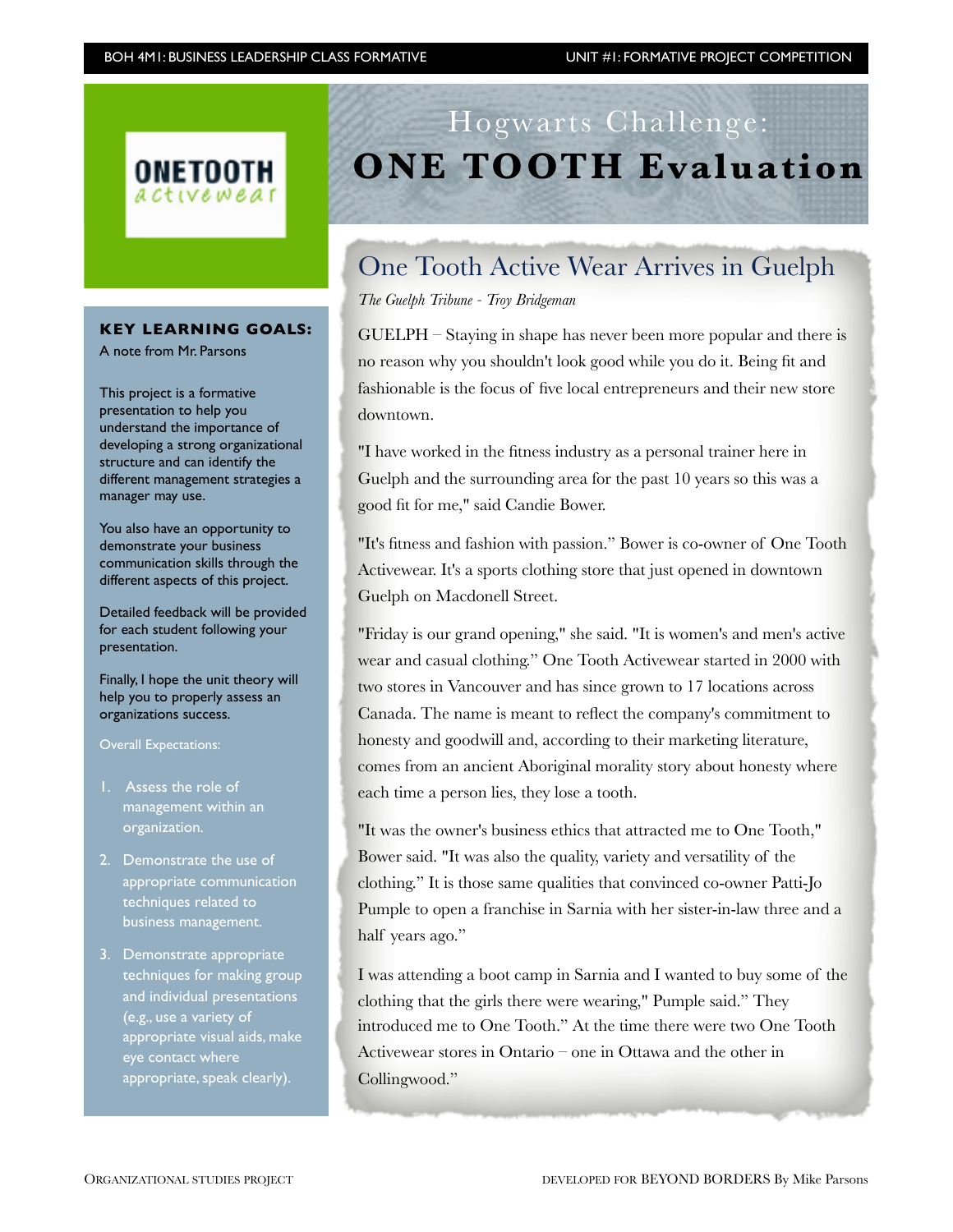# Hogwarts Challenge: ONE TOOTH Evaluation

ONETOOTH activewear

**KEY LEARNING GOALS:**

A note from Mr. Parsons

This project is a formative presentation to help you understand the importance of developing a strong organizational structure and can identify the different management strategies a manager may use.

You also have an opportunity to demonstrate your business communication skills through the different aspects of this project.

Detailed feedback will be provided for each student following your presentation.

Finally, I hope the unit theory will help you to properly assess an organizations success.

Overall Expectations:

1. Assess the role of management within an organization.
2. Demonstrate the use of appropriate communication techniques related to business management.
3. Demonstrate appropriate techniques for making group and individual presentations (e.g., use a variety of appropriate visual aids, make eye contact where appropriate, speak clearly).

## One Tooth Active Wear Arrives in Guelph

*The Guelph Tribune - Troy Bridgeman*

GUELPH – Staying in shape has never been more popular and there is no reason why you shouldn't look good while you do it. Being fit and fashionable is the focus of five local entrepreneurs and their new store downtown.

"I have worked in the fitness industry as a personal trainer here in Guelph and the surrounding area for the past 10 years so this was a good fit for me," said Candie Bower.

"It's fitness and fashion with passion." Bower is co-owner of One Tooth Activewear. It's a sports clothing store that just opened in downtown Guelph on Macdonell Street.

"Friday is our grand opening," she said. "It is women's and men's active wear and casual clothing." One Tooth Activewear started in 2000 with two stores in Vancouver and has since grown to 17 locations across Canada. The name is meant to reflect the company's commitment to honesty and goodwill and, according to their marketing literature, comes from an ancient Aboriginal morality story about honesty where each time a person lies, they lose a tooth.

"It was the owner's business ethics that attracted me to One Tooth," Bower said. "It was also the quality, variety and versatility of the clothing." It is those same qualities that convinced co-owner Patti-Jo Pumple to open a franchise in Sarnia with her sister-in-law three and a half years ago."

I was attending a boot camp in Sarnia and I wanted to buy some of the clothing that the girls there were wearing," Pumple said." They introduced me to One Tooth." At the time there were two One Tooth Activewear stores in Ontario – one in Ottawa and the other in Collingwood."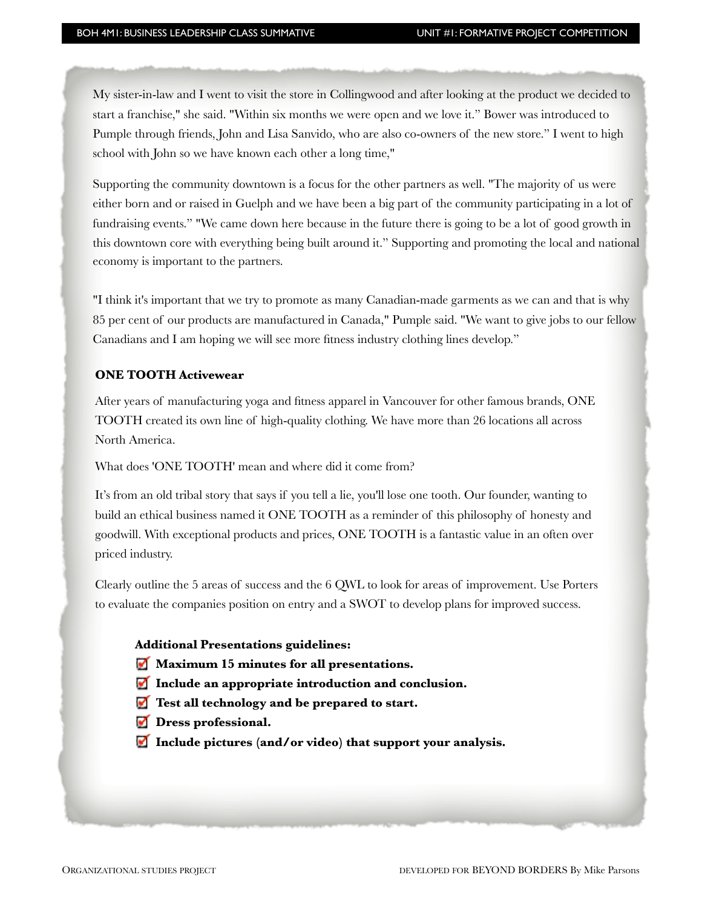My sister-in-law and I went to visit the store in Collingwood and after looking at the product we decided to start a franchise," she said. "Within six months we were open and we love it." Bower was introduced to Pumple through friends, John and Lisa Sanvido, who are also co-owners of the new store." I went to high school with John so we have known each other a long time,"

Supporting the community downtown is a focus for the other partners as well. "The majority of us were either born and or raised in Guelph and we have been a big part of the community participating in a lot of fundraising events." "We came down here because in the future there is going to be a lot of good growth in this downtown core with everything being built around it." Supporting and promoting the local and national economy is important to the partners.

"I think it's important that we try to promote as many Canadian-made garments as we can and that is why 85 per cent of our products are manufactured in Canada," Pumple said. "We want to give jobs to our fellow Canadians and I am hoping we will see more fitness industry clothing lines develop."

**ONE TOOTH Activewear**

After years of manufacturing yoga and fitness apparel in Vancouver for other famous brands, ONE TOOTH created its own line of high-quality clothing. We have more than 26 locations all across North America.

What does 'ONE TOOTH' mean and where did it come from?

It's from an old tribal story that says if you tell a lie, you'll lose one tooth. Our founder, wanting to build an ethical business named it ONE TOOTH as a reminder of this philosophy of honesty and goodwill. With exceptional products and prices, ONE TOOTH is a fantastic value in an often over priced industry.

Clearly outline the 5 areas of success and the 6 QWL to look for areas of improvement. Use Porters to evaluate the companies position on entry and a SWOT to develop plans for improved success.

**Additional Presentations guidelines:**

- ☑ **Maximum 15 minutes for all presentations.**
- ☑ **Include an appropriate introduction and conclusion.**
- ☑ **Test all technology and be prepared to start.**
- ☑ **Dress professional.**
- ☑ **Include pictures (and/or video) that support your analysis.**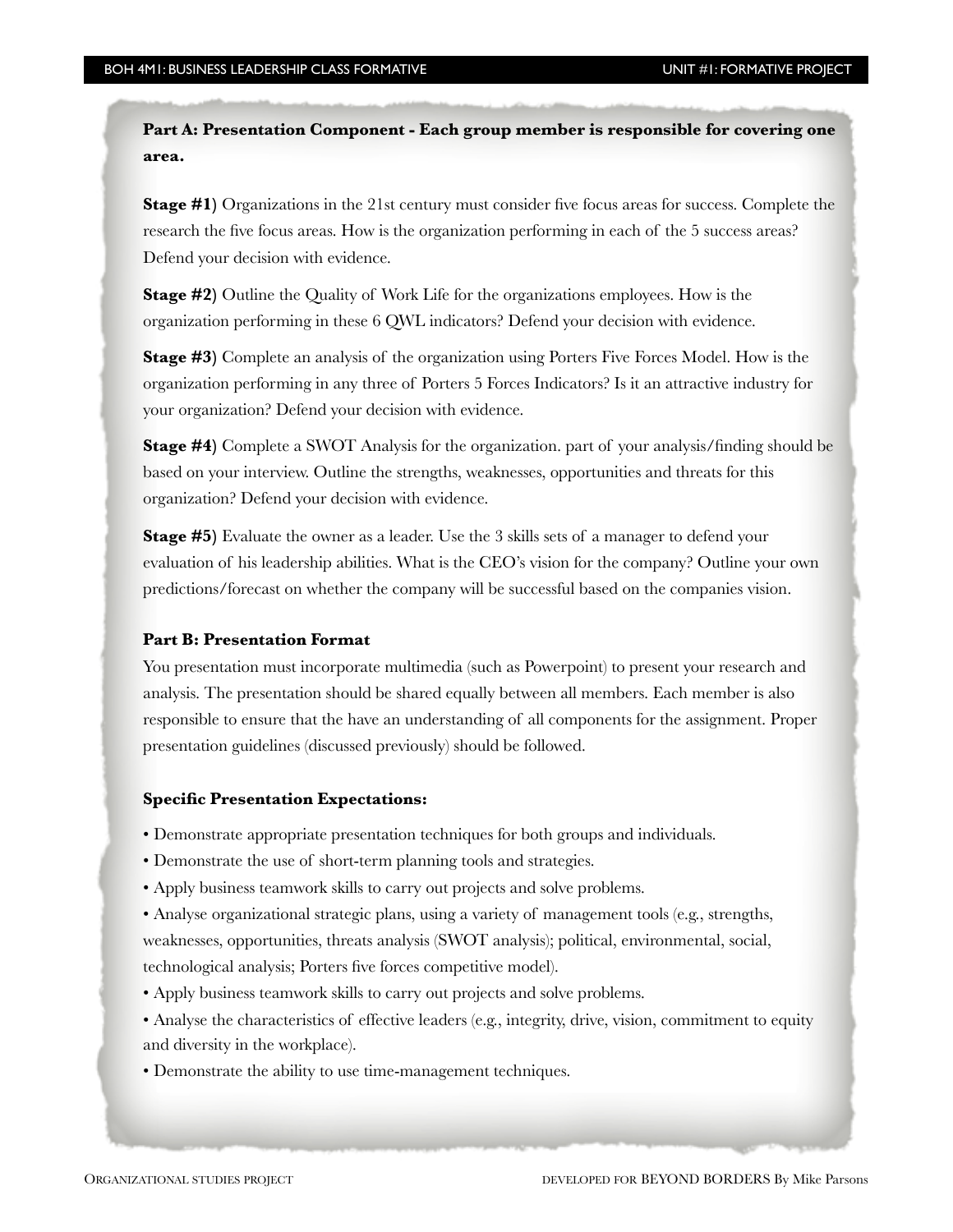**Part A: Presentation Component - Each group member is responsible for covering one area.**

**Stage #1)** Organizations in the 21st century must consider five focus areas for success. Complete the research the five focus areas. How is the organization performing in each of the 5 success areas? Defend your decision with evidence.

**Stage #2)** Outline the Quality of Work Life for the organizations employees. How is the organization performing in these 6 QWL indicators? Defend your decision with evidence.

**Stage #3)** Complete an analysis of the organization using Porters Five Forces Model. How is the organization performing in any three of Porters 5 Forces Indicators? Is it an attractive industry for your organization? Defend your decision with evidence.

**Stage #4)** Complete a SWOT Analysis for the organization. part of your analysis/finding should be based on your interview. Outline the strengths, weaknesses, opportunities and threats for this organization? Defend your decision with evidence.

**Stage #5)** Evaluate the owner as a leader. Use the 3 skills sets of a manager to defend your evaluation of his leadership abilities. What is the CEO's vision for the company? Outline your own predictions/forecast on whether the company will be successful based on the companies vision.

**Part B: Presentation Format**

You presentation must incorporate multimedia (such as Powerpoint) to present your research and analysis. The presentation should be shared equally between all members. Each member is also responsible to ensure that the have an understanding of all components for the assignment. Proper presentation guidelines (discussed previously) should be followed.

**Specific Presentation Expectations:**

- Demonstrate appropriate presentation techniques for both groups and individuals.
- Demonstrate the use of short-term planning tools and strategies.
- Apply business teamwork skills to carry out projects and solve problems.
- Analyse organizational strategic plans, using a variety of management tools (e.g., strengths, weaknesses, opportunities, threats analysis (SWOT analysis); political, environmental, social, technological analysis; Porters five forces competitive model).
- Apply business teamwork skills to carry out projects and solve problems.
- Analyse the characteristics of effective leaders (e.g., integrity, drive, vision, commitment to equity and diversity in the workplace).
- Demonstrate the ability to use time-management techniques.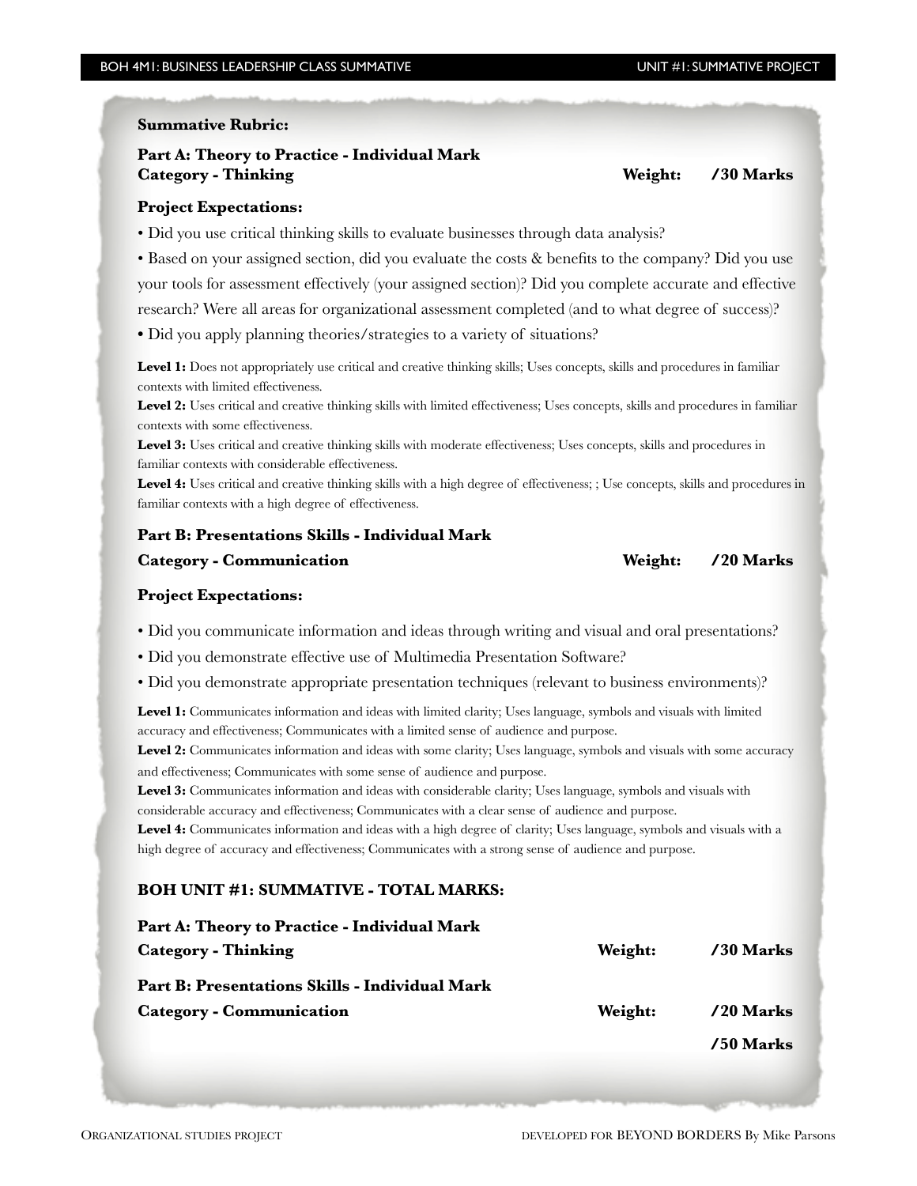**Summative Rubric:**

**Part A: Theory to Practice - Individual Mark**
**Category - Thinking** **Weight: /30 Marks**

**Project Expectations:**

- Did you use critical thinking skills to evaluate businesses through data analysis?
- Based on your assigned section, did you evaluate the costs & benefits to the company? Did you use your tools for assessment effectively (your assigned section)? Did you complete accurate and effective research? Were all areas for organizational assessment completed (and to what degree of success)?
- Did you apply planning theories/strategies to a variety of situations?

**Level 1:** Does not appropriately use critical and creative thinking skills; Uses concepts, skills and procedures in familiar contexts with limited effectiveness.
**Level 2:** Uses critical and creative thinking skills with limited effectiveness; Uses concepts, skills and procedures in familiar contexts with some effectiveness.
**Level 3:** Uses critical and creative thinking skills with moderate effectiveness; Uses concepts, skills and procedures in familiar contexts with considerable effectiveness.
**Level 4:** Uses critical and creative thinking skills with a high degree of effectiveness; ; Use concepts, skills and procedures in familiar contexts with a high degree of effectiveness.

**Part B: Presentations Skills - Individual Mark**
**Category - Communication** **Weight: /20 Marks**

**Project Expectations:**

- Did you communicate information and ideas through writing and visual and oral presentations?
- Did you demonstrate effective use of Multimedia Presentation Software?
- Did you demonstrate appropriate presentation techniques (relevant to business environments)?

**Level 1:** Communicates information and ideas with limited clarity; Uses language, symbols and visuals with limited accuracy and effectiveness; Communicates with a limited sense of audience and purpose.
**Level 2:** Communicates information and ideas with some clarity; Uses language, symbols and visuals with some accuracy and effectiveness; Communicates with some sense of audience and purpose.
**Level 3:** Communicates information and ideas with considerable clarity; Uses language, symbols and visuals with considerable accuracy and effectiveness; Communicates with a clear sense of audience and purpose.
**Level 4:** Communicates information and ideas with a high degree of clarity; Uses language, symbols and visuals with a high degree of accuracy and effectiveness; Communicates with a strong sense of audience and purpose.

**BOH UNIT #1: SUMMATIVE - TOTAL MARKS:**

| | | |
|---|---|---|
| **Part A: Theory to Practice - Individual Mark**<br>**Category - Thinking** | **Weight:** | **/30 Marks** |
| **Part B: Presentations Skills - Individual Mark**<br>**Category - Communication** | **Weight:** | **/20 Marks** |
| | | **/50 Marks** |